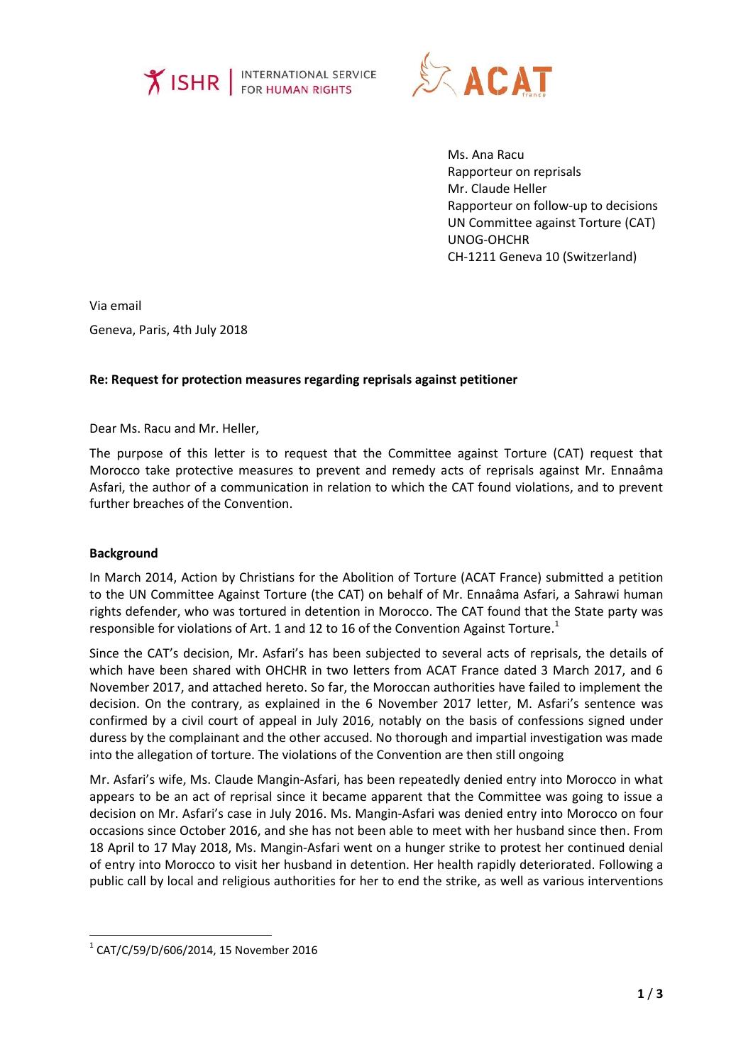ISHR | INTERNATIONAL SERVICE FOR HUMAN RIGHTS

ACAT france

Ms. Ana Racu
Rapporteur on reprisals
Mr. Claude Heller
Rapporteur on follow-up to decisions
UN Committee against Torture (CAT)
UNOG-OHCHR
CH-1211 Geneva 10 (Switzerland)

Via email

Geneva, Paris, 4th July 2018

**Re: Request for protection measures regarding reprisals against petitioner**

Dear Ms. Racu and Mr. Heller,

The purpose of this letter is to request that the Committee against Torture (CAT) request that Morocco take protective measures to prevent and remedy acts of reprisals against Mr. Ennaâma Asfari, the author of a communication in relation to which the CAT found violations, and to prevent further breaches of the Convention.

**Background**

In March 2014, Action by Christians for the Abolition of Torture (ACAT France) submitted a petition to the UN Committee Against Torture (the CAT) on behalf of Mr. Ennaâma Asfari, a Sahrawi human rights defender, who was tortured in detention in Morocco. The CAT found that the State party was responsible for violations of Art. 1 and 12 to 16 of the Convention Against Torture.[1]

Since the CAT's decision, Mr. Asfari's has been subjected to several acts of reprisals, the details of which have been shared with OHCHR in two letters from ACAT France dated 3 March 2017, and 6 November 2017, and attached hereto. So far, the Moroccan authorities have failed to implement the decision. On the contrary, as explained in the 6 November 2017 letter, M. Asfari's sentence was confirmed by a civil court of appeal in July 2016, notably on the basis of confessions signed under duress by the complainant and the other accused. No thorough and impartial investigation was made into the allegation of torture. The violations of the Convention are then still ongoing

Mr. Asfari's wife, Ms. Claude Mangin-Asfari, has been repeatedly denied entry into Morocco in what appears to be an act of reprisal since it became apparent that the Committee was going to issue a decision on Mr. Asfari's case in July 2016. Ms. Mangin-Asfari was denied entry into Morocco on four occasions since October 2016, and she has not been able to meet with her husband since then. From 18 April to 17 May 2018, Ms. Mangin-Asfari went on a hunger strike to protest her continued denial of entry into Morocco to visit her husband in detention. Her health rapidly deteriorated. Following a public call by local and religious authorities for her to end the strike, as well as various interventions

---

[1] CAT/C/59/D/606/2014, 15 November 2016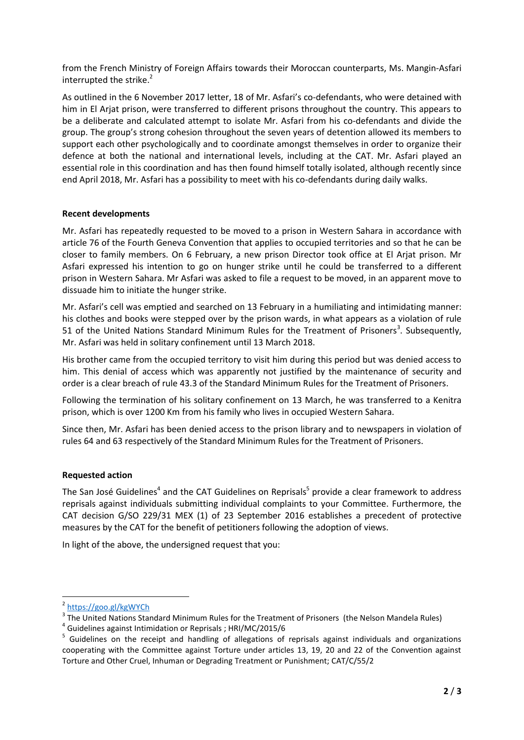from the French Ministry of Foreign Affairs towards their Moroccan counterparts, Ms. Mangin-Asfari interrupted the strike.[2]

As outlined in the 6 November 2017 letter, 18 of Mr. Asfari's co-defendants, who were detained with him in El Arjat prison, were transferred to different prisons throughout the country. This appears to be a deliberate and calculated attempt to isolate Mr. Asfari from his co-defendants and divide the group. The group's strong cohesion throughout the seven years of detention allowed its members to support each other psychologically and to coordinate amongst themselves in order to organize their defence at both the national and international levels, including at the CAT. Mr. Asfari played an essential role in this coordination and has then found himself totally isolated, although recently since end April 2018, Mr. Asfari has a possibility to meet with his co-defendants during daily walks.

**Recent developments**

Mr. Asfari has repeatedly requested to be moved to a prison in Western Sahara in accordance with article 76 of the Fourth Geneva Convention that applies to occupied territories and so that he can be closer to family members. On 6 February, a new prison Director took office at El Arjat prison. Mr Asfari expressed his intention to go on hunger strike until he could be transferred to a different prison in Western Sahara. Mr Asfari was asked to file a request to be moved, in an apparent move to dissuade him to initiate the hunger strike.

Mr. Asfari's cell was emptied and searched on 13 February in a humiliating and intimidating manner: his clothes and books were stepped over by the prison wards, in what appears as a violation of rule 51 of the United Nations Standard Minimum Rules for the Treatment of Prisoners[3]. Subsequently, Mr. Asfari was held in solitary confinement until 13 March 2018.

His brother came from the occupied territory to visit him during this period but was denied access to him. This denial of access which was apparently not justified by the maintenance of security and order is a clear breach of rule 43.3 of the Standard Minimum Rules for the Treatment of Prisoners.

Following the termination of his solitary confinement on 13 March, he was transferred to a Kenitra prison, which is over 1200 Km from his family who lives in occupied Western Sahara.

Since then, Mr. Asfari has been denied access to the prison library and to newspapers in violation of rules 64 and 63 respectively of the Standard Minimum Rules for the Treatment of Prisoners.

**Requested action**

The San José Guidelines[4] and the CAT Guidelines on Reprisals[5] provide a clear framework to address reprisals against individuals submitting individual complaints to your Committee. Furthermore, the CAT decision G/SO 229/31 MEX (1) of 23 September 2016 establishes a precedent of protective measures by the CAT for the benefit of petitioners following the adoption of views.

In light of the above, the undersigned request that you:

---

[2] https://goo.gl/kgWYCh

[3] The United Nations Standard Minimum Rules for the Treatment of Prisoners (the Nelson Mandela Rules)

[4] Guidelines against Intimidation or Reprisals ; HRI/MC/2015/6

[5] Guidelines on the receipt and handling of allegations of reprisals against individuals and organizations cooperating with the Committee against Torture under articles 13, 19, 20 and 22 of the Convention against Torture and Other Cruel, Inhuman or Degrading Treatment or Punishment; CAT/C/55/2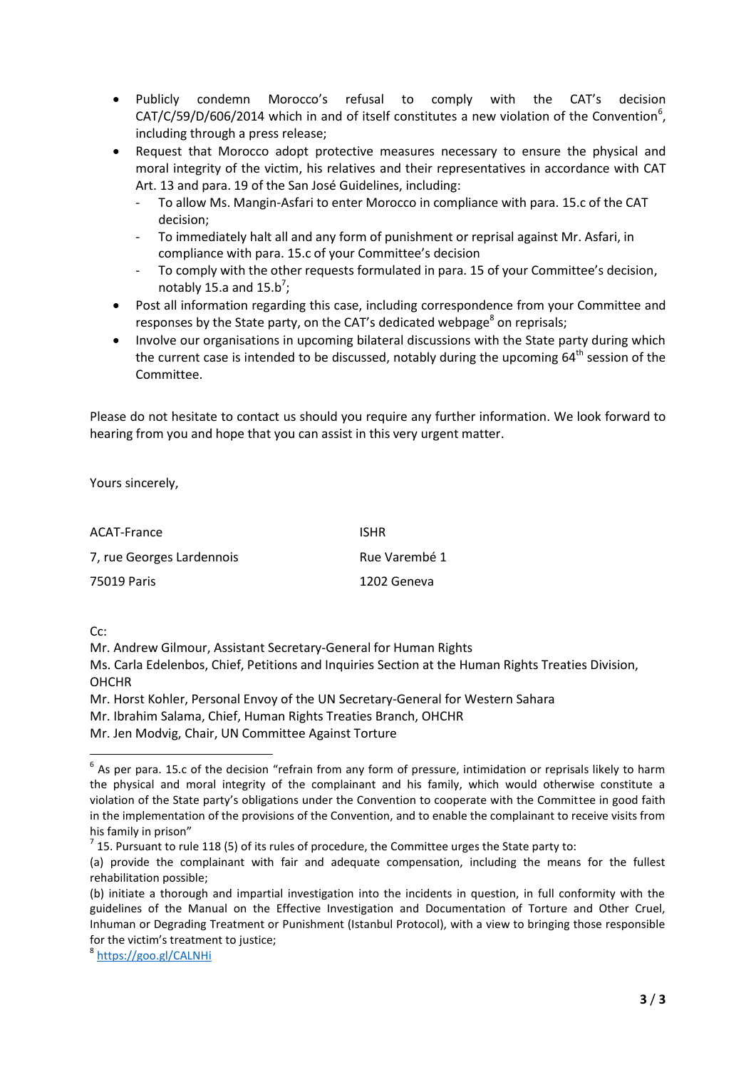- Publicly condemn Morocco's refusal to comply with the CAT's decision CAT/C/59/D/606/2014 which in and of itself constitutes a new violation of the Convention[6], including through a press release;
- Request that Morocco adopt protective measures necessary to ensure the physical and moral integrity of the victim, his relatives and their representatives in accordance with CAT Art. 13 and para. 19 of the San José Guidelines, including:
  - To allow Ms. Mangin-Asfari to enter Morocco in compliance with para. 15.c of the CAT decision;
  - To immediately halt all and any form of punishment or reprisal against Mr. Asfari, in compliance with para. 15.c of your Committee's decision
  - To comply with the other requests formulated in para. 15 of your Committee's decision, notably 15.a and 15.b[7];
- Post all information regarding this case, including correspondence from your Committee and responses by the State party, on the CAT's dedicated webpage[8] on reprisals;
- Involve our organisations in upcoming bilateral discussions with the State party during which the current case is intended to be discussed, notably during the upcoming 64th session of the Committee.

Please do not hesitate to contact us should you require any further information. We look forward to hearing from you and hope that you can assist in this very urgent matter.

Yours sincerely,

| | |
|---|---|
| ACAT-France | ISHR |
| 7, rue Georges Lardennois | Rue Varembé 1 |
| 75019 Paris | 1202 Geneva |

Cc:
Mr. Andrew Gilmour, Assistant Secretary-General for Human Rights
Ms. Carla Edelenbos, Chief, Petitions and Inquiries Section at the Human Rights Treaties Division, OHCHR
Mr. Horst Kohler, Personal Envoy of the UN Secretary-General for Western Sahara
Mr. Ibrahim Salama, Chief, Human Rights Treaties Branch, OHCHR
Mr. Jen Modvig, Chair, UN Committee Against Torture

---

[6] As per para. 15.c of the decision "refrain from any form of pressure, intimidation or reprisals likely to harm the physical and moral integrity of the complainant and his family, which would otherwise constitute a violation of the State party's obligations under the Convention to cooperate with the Committee in good faith in the implementation of the provisions of the Convention, and to enable the complainant to receive visits from his family in prison"

[7] 15. Pursuant to rule 118 (5) of its rules of procedure, the Committee urges the State party to:
(a) provide the complainant with fair and adequate compensation, including the means for the fullest rehabilitation possible;
(b) initiate a thorough and impartial investigation into the incidents in question, in full conformity with the guidelines of the Manual on the Effective Investigation and Documentation of Torture and Other Cruel, Inhuman or Degrading Treatment or Punishment (Istanbul Protocol), with a view to bringing those responsible for the victim's treatment to justice;

[8] https://goo.gl/CALNHi